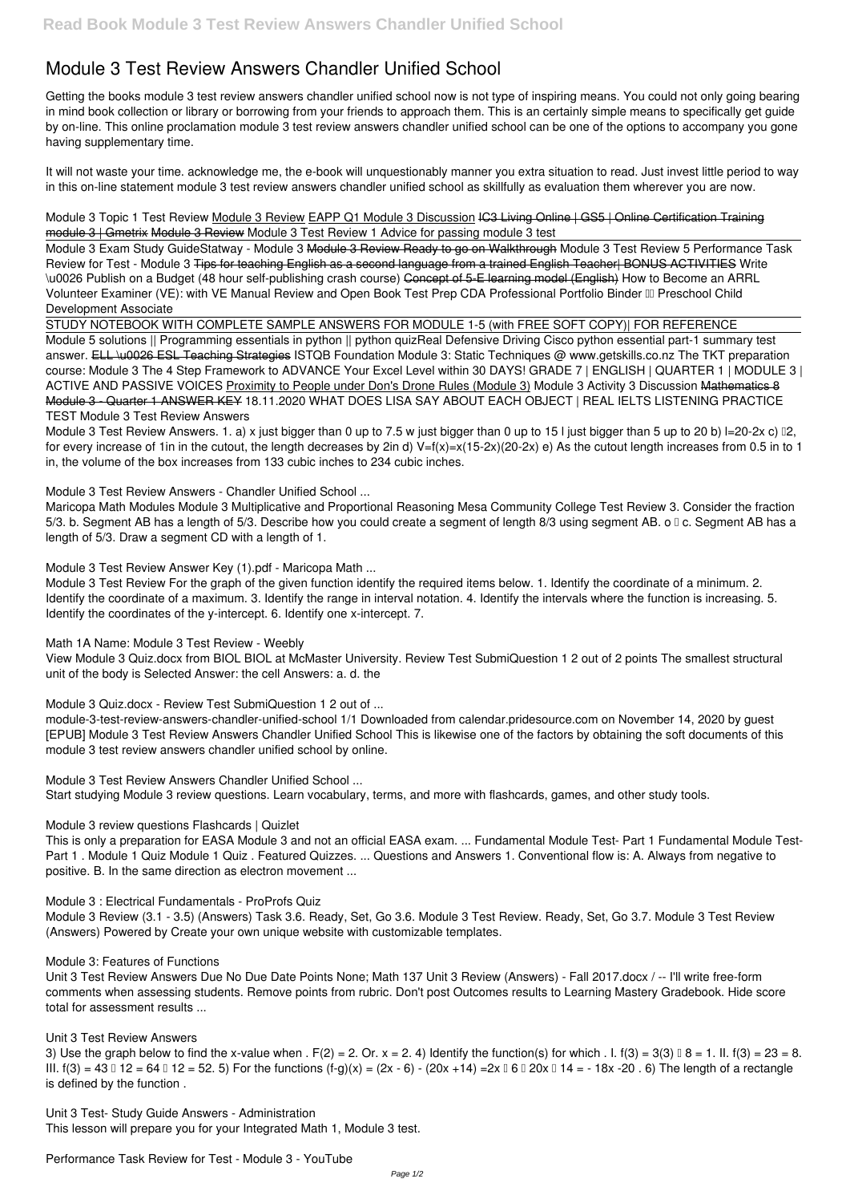# Module 3 Test Review Answers Chandler Unified School

Getting the books module 3 test review answers chandler unified school now is not type of inspiring means. You could not only going bearing in mind book collection or library or borrowing from your friends to approach them. This is an certainly simple means to specifically get guide by on-line. This online proclamation module 3 test review answers chandler unified school can be one of the options to accompany you gone having supplementary time.

It will not waste your time. acknowledge me, the e-book will unquestionably manner you extra situation to read. Just invest little period to way in this on-line statement **module 3 test review answers chandler unified school** as skillfully as evaluation them wherever you are now.

**Module 3 Topic 1 Test Review** Module 3 Review EAPP Q1 Module 3 Discussion ~~IC3 Living Online | GS5 | Online Certification Training module 3 | Gmetrix~~ ~~Module 3 Review~~ **Module 3 Test Review 1** **Advice for passing module 3 test**

Module 3 Exam Study Guide**Statway - Module 3** ~~Module 3 Review Ready to go on Walkthrough~~ **Module 3 Test Review 5** **Performance Task Review for Test - Module 3** ~~Tips for teaching English as a second language from a trained English Teacher| BONUS ACTIVITIES~~ **Write \u0026 Publish on a Budget (48 hour self-publishing crash course)** ~~Concept of 5-E learning model (English)~~ **How to Become an ARRL Volunteer Examiner (VE): with VE Manual Review and Open Book Test Prep** **CDA Professional Portfolio Binder  Preschool Child Development Associate**

STUDY NOTEBOOK WITH COMPLETE SAMPLE ANSWERS FOR MODULE 1-5 (with FREE SOFT COPY)| FOR REFERENCE

Module 5 solutions || Programming essentials in python || python quiz**Real Defensive Driving** **Cisco python essential part-1 summary test answer.** ELL \u0026 ESL Teaching Strategies **ISTQB Foundation Module 3: Static Techniques @ www.getskills.co.nz** **The TKT preparation course: Module 3** **The 4 Step Framework to ADVANCE Your Excel Level within 30 DAYS!** **GRADE 7 | ENGLISH | QUARTER 1 | MODULE 3 | ACTIVE AND PASSIVE VOICES** Proximity to People under Don's Drone Rules (Module 3) **Module 3 Activity 3 Discussion** ~~Mathematics 8 Module 3 - Quarter 1 ANSWER KEY~~ **18.11.2020 WHAT DOES LISA SAY ABOUT EACH OBJECT | REAL IELTS LISTENING PRACTICE TEST** **Module 3 Test Review Answers**

Module 3 Test Review Answers. 1. a) x just bigger than 0 up to 7.5 w just bigger than 0 up to 15 l just bigger than 5 up to 20 b) l=20-2x c) 2, for every increase of 1in in the cutout, the length decreases by 2in d) V=f(x)=x(15-2x)(20-2x) e) As the cutout length increases from 0.5 in to 1 in, the volume of the box increases from 133 cubic inches to 234 cubic inches.

**Module 3 Test Review Answers - Chandler Unified School ...**

Maricopa Math Modules Module 3 Multiplicative and Proportional Reasoning Mesa Community College Test Review 3. Consider the fraction 5/3. b. Segment AB has a length of 5/3. Describe how you could create a segment of length 8/3 using segment AB. o c. Segment AB has a length of 5/3. Draw a segment CD with a length of 1.

**Module 3 Test Review Answer Key (1).pdf - Maricopa Math ...**

Module 3 Test Review For the graph of the given function identify the required items below. 1. Identify the coordinate of a minimum. 2. Identify the coordinate of a maximum. 3. Identify the range in interval notation. 4. Identify the intervals where the function is increasing. 5. Identify the coordinates of the y-intercept. 6. Identify one x-intercept. 7.

**Math 1A Name: Module 3 Test Review - Weebly**

View Module 3 Quiz.docx from BIOL BIOL at McMaster University. Review Test SubmiQuestion 1 2 out of 2 points The smallest structural unit of the body is Selected Answer: the cell Answers: a. d. the

**Module 3 Quiz.docx - Review Test SubmiQuestion 1 2 out of ...**

module-3-test-review-answers-chandler-unified-school 1/1 Downloaded from calendar.pridesource.com on November 14, 2020 by guest [EPUB] Module 3 Test Review Answers Chandler Unified School This is likewise one of the factors by obtaining the soft documents of this module 3 test review answers chandler unified school by online.

**Module 3 Test Review Answers Chandler Unified School ...**

Start studying Module 3 review questions. Learn vocabulary, terms, and more with flashcards, games, and other study tools.

**Module 3 review questions Flashcards | Quizlet**

This is only a preparation for EASA Module 3 and not an official EASA exam. ... Fundamental Module Test- Part 1 Fundamental Module Test- Part 1 . Module 1 Quiz Module 1 Quiz . Featured Quizzes. ... Questions and Answers 1. Conventional flow is: A. Always from negative to positive. B. In the same direction as electron movement ...

**Module 3 : Electrical Fundamentals - ProProfs Quiz**

Module 3 Review (3.1 - 3.5) (Answers) Task 3.6. Ready, Set, Go 3.6. Module 3 Test Review. Ready, Set, Go 3.7. Module 3 Test Review (Answers) Powered by Create your own unique website with customizable templates.

**Module 3: Features of Functions**

Unit 3 Test Review Answers Due No Due Date Points None; Math 137 Unit 3 Review (Answers) - Fall 2017.docx / -- I'll write free-form comments when assessing students. Remove points from rubric. Don't post Outcomes results to Learning Mastery Gradebook. Hide score total for assessment results ...

**Unit 3 Test Review Answers**

3) Use the graph below to find the x-value when . F(2) = 2. Or. x = 2. 4) Identify the function(s) for which . I. f(3) = 3(3)  8 = 1. II. f(3) = 23 = 8. III. f(3) = 43  12 = 64  12 = 52. 5) For the functions (f-g)(x) = (2x - 6) - (20x +14) =2x  6  20x  14 = - 18x -20 . 6) The length of a rectangle is defined by the function .

**Unit 3 Test- Study Guide Answers - Administration**

This lesson will prepare you for your Integrated Math 1, Module 3 test.

**Performance Task Review for Test - Module 3 - YouTube**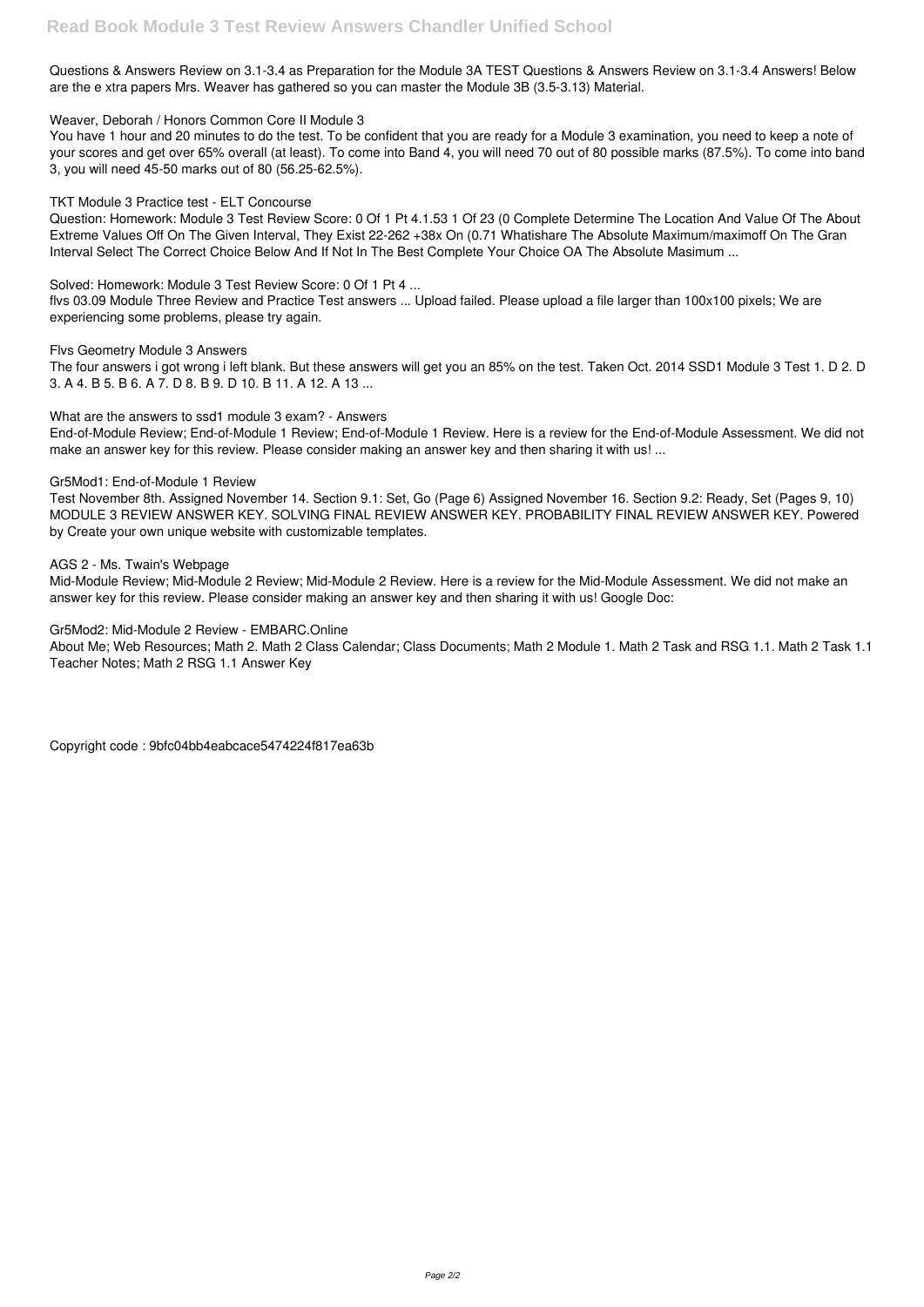Questions & Answers Review on 3.1-3.4 as Preparation for the Module 3A TEST Questions & Answers Review on 3.1-3.4 Answers! Below are the e xtra papers Mrs. Weaver has gathered so you can master the Module 3B (3.5-3.13) Material.

Weaver, Deborah / Honors Common Core II Module 3

You have 1 hour and 20 minutes to do the test. To be confident that you are ready for a Module 3 examination, you need to keep a note of your scores and get over 65% overall (at least). To come into Band 4, you will need 70 out of 80 possible marks (87.5%). To come into band 3, you will need 45-50 marks out of 80 (56.25-62.5%).

TKT Module 3 Practice test - ELT Concourse

Question: Homework: Module 3 Test Review Score: 0 Of 1 Pt 4.1.53 1 Of 23 (0 Complete Determine The Location And Value Of The About Extreme Values Off On The Given Interval, They Exist 22-262 +38x On (0.71 Whatishare The Absolute Maximum/maximoff On The Gran Interval Select The Correct Choice Below And If Not In The Best Complete Your Choice OA The Absolute Masimum ...

Solved: Homework: Module 3 Test Review Score: 0 Of 1 Pt 4 ...

flvs 03.09 Module Three Review and Practice Test answers ... Upload failed. Please upload a file larger than 100x100 pixels; We are experiencing some problems, please try again.

Flvs Geometry Module 3 Answers

The four answers i got wrong i left blank. But these answers will get you an 85% on the test. Taken Oct. 2014 SSD1 Module 3 Test 1. D 2. D 3. A 4. B 5. B 6. A 7. D 8. B 9. D 10. B 11. A 12. A 13 ...

What are the answers to ssd1 module 3 exam? - Answers

End-of-Module Review; End-of-Module 1 Review; End-of-Module 1 Review. Here is a review for the End-of-Module Assessment. We did not make an answer key for this review. Please consider making an answer key and then sharing it with us! ...

Gr5Mod1: End-of-Module 1 Review

Test November 8th. Assigned November 14. Section 9.1: Set, Go (Page 6) Assigned November 16. Section 9.2: Ready, Set (Pages 9, 10) MODULE 3 REVIEW ANSWER KEY. SOLVING FINAL REVIEW ANSWER KEY. PROBABILITY FINAL REVIEW ANSWER KEY. Powered by Create your own unique website with customizable templates.

AGS 2 - Ms. Twain's Webpage

Mid-Module Review; Mid-Module 2 Review; Mid-Module 2 Review. Here is a review for the Mid-Module Assessment. We did not make an answer key for this review. Please consider making an answer key and then sharing it with us! Google Doc:

Gr5Mod2: Mid-Module 2 Review - EMBARC.Online

About Me; Web Resources; Math 2. Math 2 Class Calendar; Class Documents; Math 2 Module 1. Math 2 Task and RSG 1.1. Math 2 Task 1.1 Teacher Notes; Math 2 RSG 1.1 Answer Key

Copyright code : 9bfc04bb4eabcace5474224f817ea63b